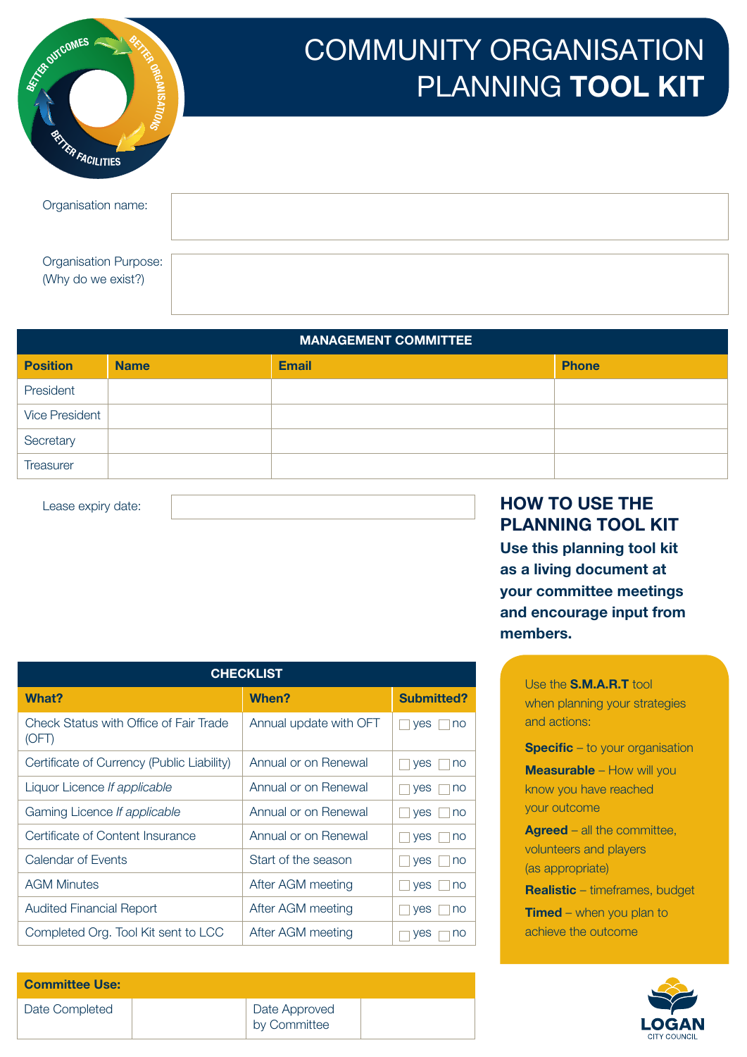# COMMUNITY ORGANISATION PLANNING **TOOL KIT**

| Organisation name: | |
|---|---|
| Organisation Purpose: (Why do we exist?) | |

| MANAGEMENT COMMITTEE | | | |
|---|---|---|---|
| **Position** | **Name** | **Email** | **Phone** |
| President | | | |
| Vice President | | | |
| Secretary | | | |
| Treasurer | | | |

| Lease expiry date: | |
|---|---|

## HOW TO USE THE PLANNING TOOL KIT

**Use this planning tool kit as a living document at your committee meetings and encourage input from members.**

| CHECKLIST | | |
|---|---|---|
| **What?** | **When?** | **Submitted?** |
| Check Status with Office of Fair Trade (OFT) | Annual update with OFT | ☐ yes ☐ no |
| Certificate of Currency (Public Liability) | Annual or on Renewal | ☐ yes ☐ no |
| Liquor Licence *If applicable* | Annual or on Renewal | ☐ yes ☐ no |
| Gaming Licence *If applicable* | Annual or on Renewal | ☐ yes ☐ no |
| Certificate of Content Insurance | Annual or on Renewal | ☐ yes ☐ no |
| Calendar of Events | Start of the season | ☐ yes ☐ no |
| AGM Minutes | After AGM meeting | ☐ yes ☐ no |
| Audited Financial Report | After AGM meeting | ☐ yes ☐ no |
| Completed Org. Tool Kit sent to LCC | After AGM meeting | ☐ yes ☐ no |

Use the **S.M.A.R.T** tool when planning your strategies and actions:

**Specific** – to your organisation

**Measurable** – How will you know you have reached your outcome

**Agreed** – all the committee, volunteers and players (as appropriate)

**Realistic** – timeframes, budget

**Timed** – when you plan to achieve the outcome

| **Committee Use:** | | | |
|---|---|---|---|
| Date Completed | | Date Approved by Committee | |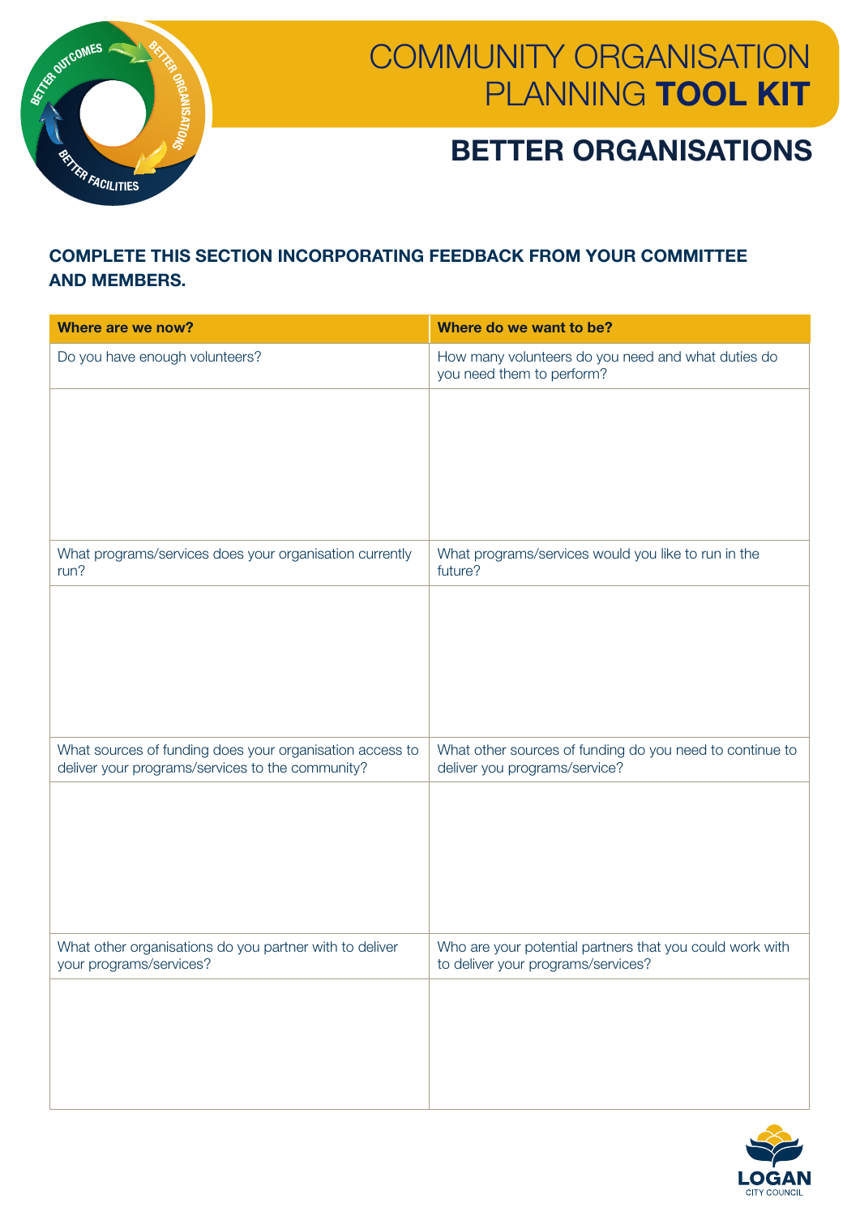# COMMUNITY ORGANISATION PLANNING **TOOL KIT**

## BETTER ORGANISATIONS

**COMPLETE THIS SECTION INCORPORATING FEEDBACK FROM YOUR COMMITTEE AND MEMBERS.**

| Where are we now? | Where do we want to be? |
|---|---|
| Do you have enough volunteers? | How many volunteers do you need and what duties do you need them to perform? |
| | |
| What programs/services does your organisation currently run? | What programs/services would you like to run in the future? |
| | |
| What sources of funding does your organisation access to deliver your programs/services to the community? | What other sources of funding do you need to continue to deliver you programs/service? |
| | |
| What other organisations do you partner with to deliver your programs/services? | Who are your potential partners that you could work with to deliver your programs/services? |
| | |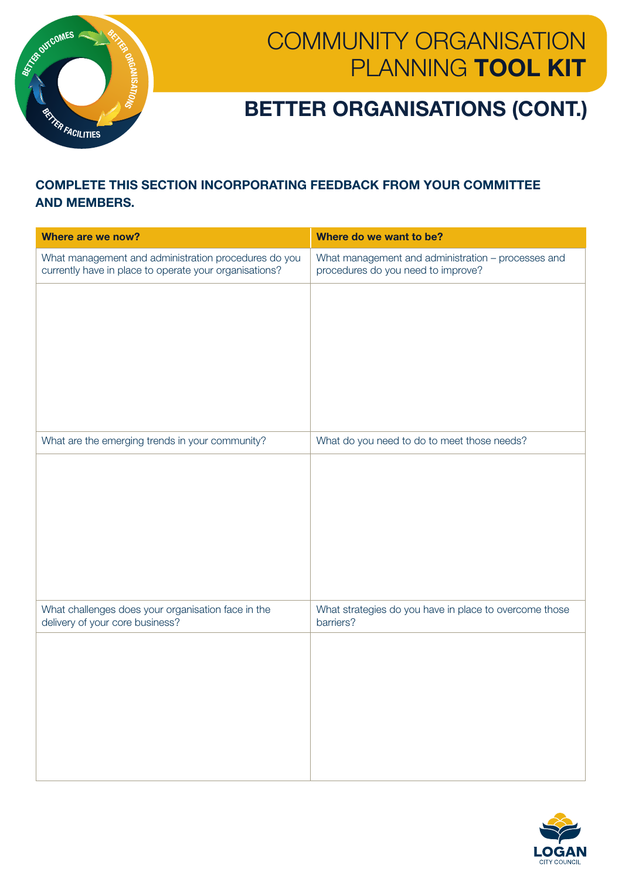# COMMUNITY ORGANISATION PLANNING **TOOL KIT**

## BETTER ORGANISATIONS (CONT.)

**COMPLETE THIS SECTION INCORPORATING FEEDBACK FROM YOUR COMMITTEE AND MEMBERS.**

| Where are we now? | Where do we want to be? |
|---|---|
| What management and administration procedures do you currently have in place to operate your organisations? | What management and administration – processes and procedures do you need to improve? |
| | |
| What are the emerging trends in your community? | What do you need to do to meet those needs? |
| | |
| What challenges does your organisation face in the delivery of your core business? | What strategies do you have in place to overcome those barriers? |
| | |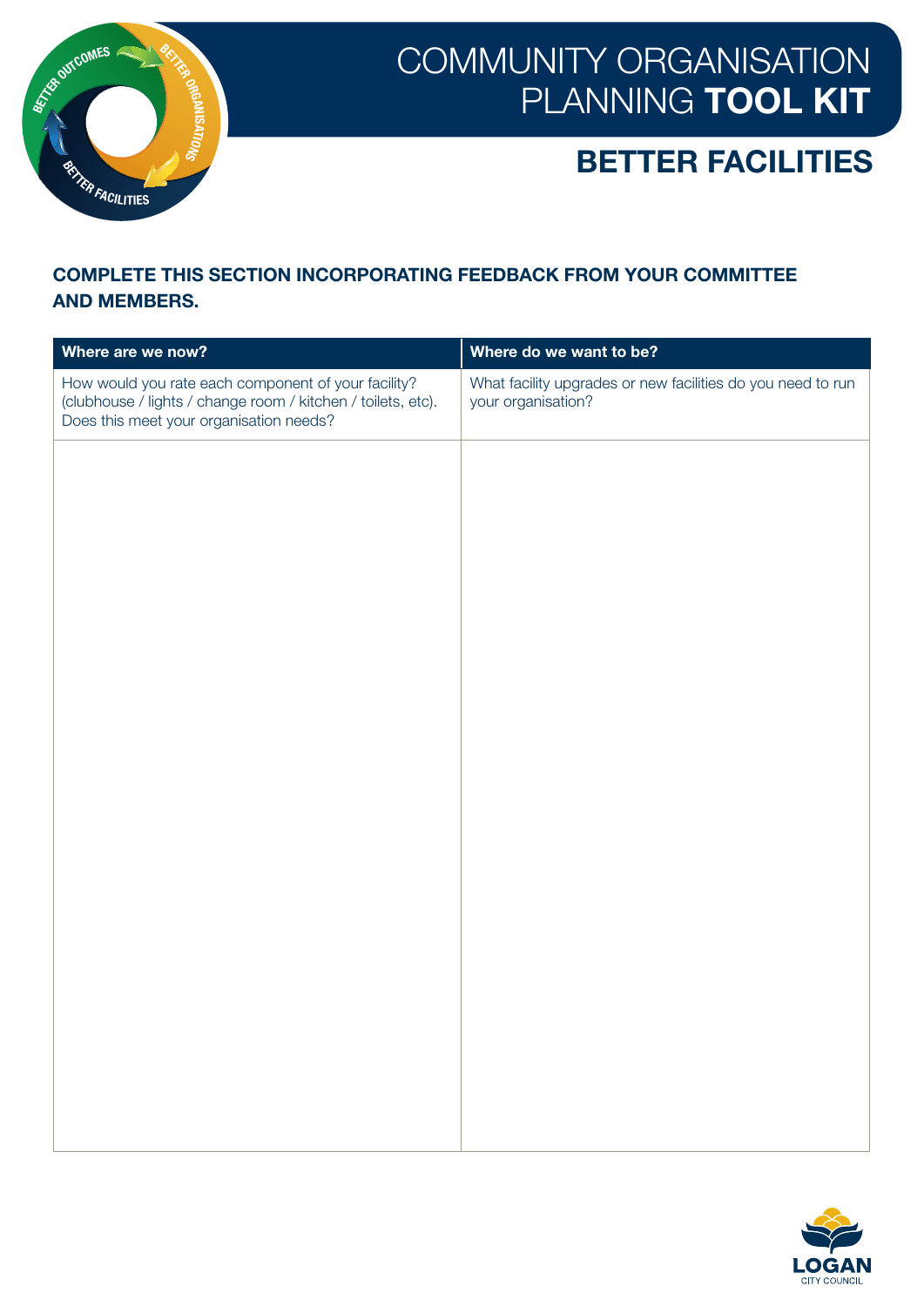# COMMUNITY ORGANISATION PLANNING **TOOL KIT**

## BETTER FACILITIES

**COMPLETE THIS SECTION INCORPORATING FEEDBACK FROM YOUR COMMITTEE AND MEMBERS.**

| Where are we now? | Where do we want to be? |
| --- | --- |
| How would you rate each component of your facility? (clubhouse / lights / change room / kitchen / toilets, etc). Does this meet your organisation needs? | What facility upgrades or new facilities do you need to run your organisation? |
| | |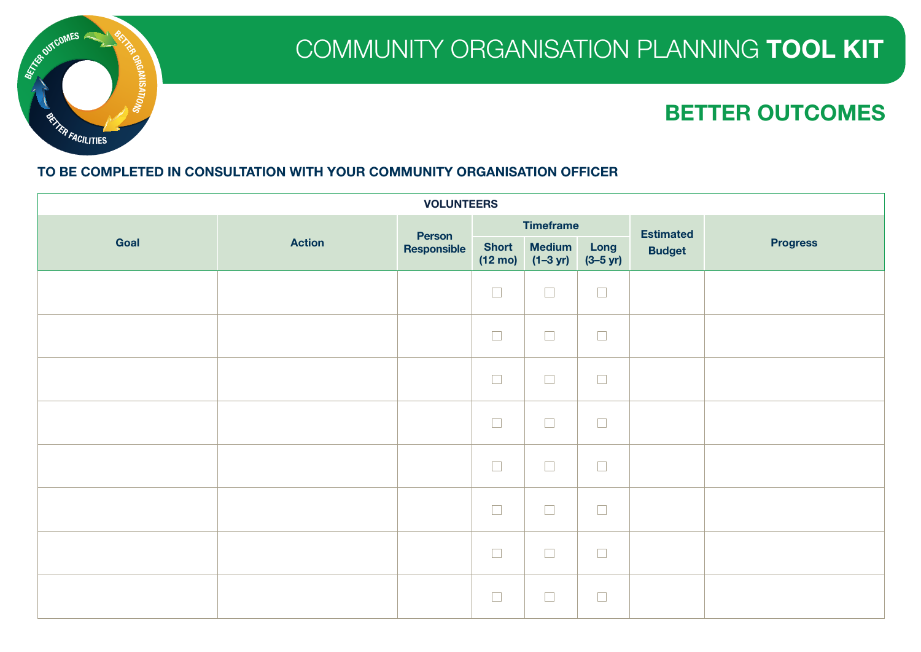# COMMUNITY ORGANISATION PLANNING **TOOL KIT**

## BETTER OUTCOMES

**TO BE COMPLETED IN CONSULTATION WITH YOUR COMMUNITY ORGANISATION OFFICER**

| VOLUNTEERS | | | | | | | |
|---|---|---|---|---|---|---|---|
| Goal | Action | Person Responsible | Timeframe | | | Estimated Budget | Progress |
| | | | Short (12 mo) | Medium (1–3 yr) | Long (3–5 yr) | | |
| | | | ☐ | ☐ | ☐ | | |
| | | | ☐ | ☐ | ☐ | | |
| | | | ☐ | ☐ | ☐ | | |
| | | | ☐ | ☐ | ☐ | | |
| | | | ☐ | ☐ | ☐ | | |
| | | | ☐ | ☐ | ☐ | | |
| | | | ☐ | ☐ | ☐ | | |
| | | | ☐ | ☐ | ☐ | | |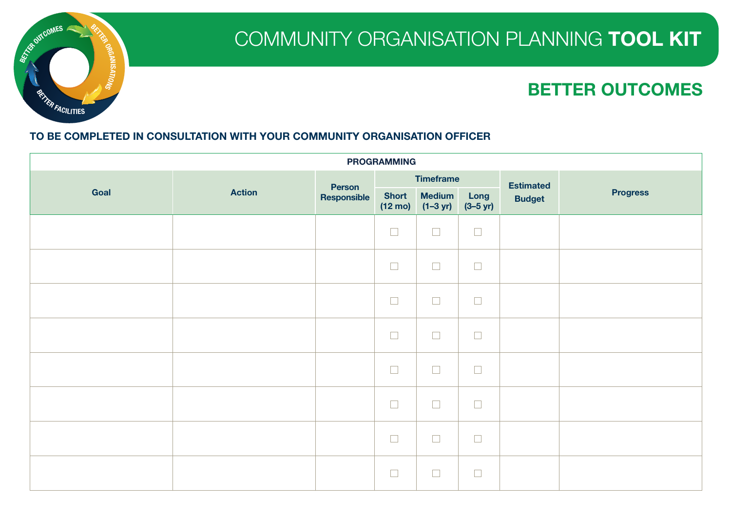# COMMUNITY ORGANISATION PLANNING **TOOL KIT**

## BETTER OUTCOMES

**TO BE COMPLETED IN CONSULTATION WITH YOUR COMMUNITY ORGANISATION OFFICER**

| PROGRAMMING | | | | | | | |
|---|---|---|---|---|---|---|---|
| Goal | Action | Person Responsible | Timeframe | | | Estimated Budget | Progress |
| | | | Short (12 mo) | Medium (1–3 yr) | Long (3–5 yr) | | |
| | | | ☐ | ☐ | ☐ | | |
| | | | ☐ | ☐ | ☐ | | |
| | | | ☐ | ☐ | ☐ | | |
| | | | ☐ | ☐ | ☐ | | |
| | | | ☐ | ☐ | ☐ | | |
| | | | ☐ | ☐ | ☐ | | |
| | | | ☐ | ☐ | ☐ | | |
| | | | ☐ | ☐ | ☐ | | |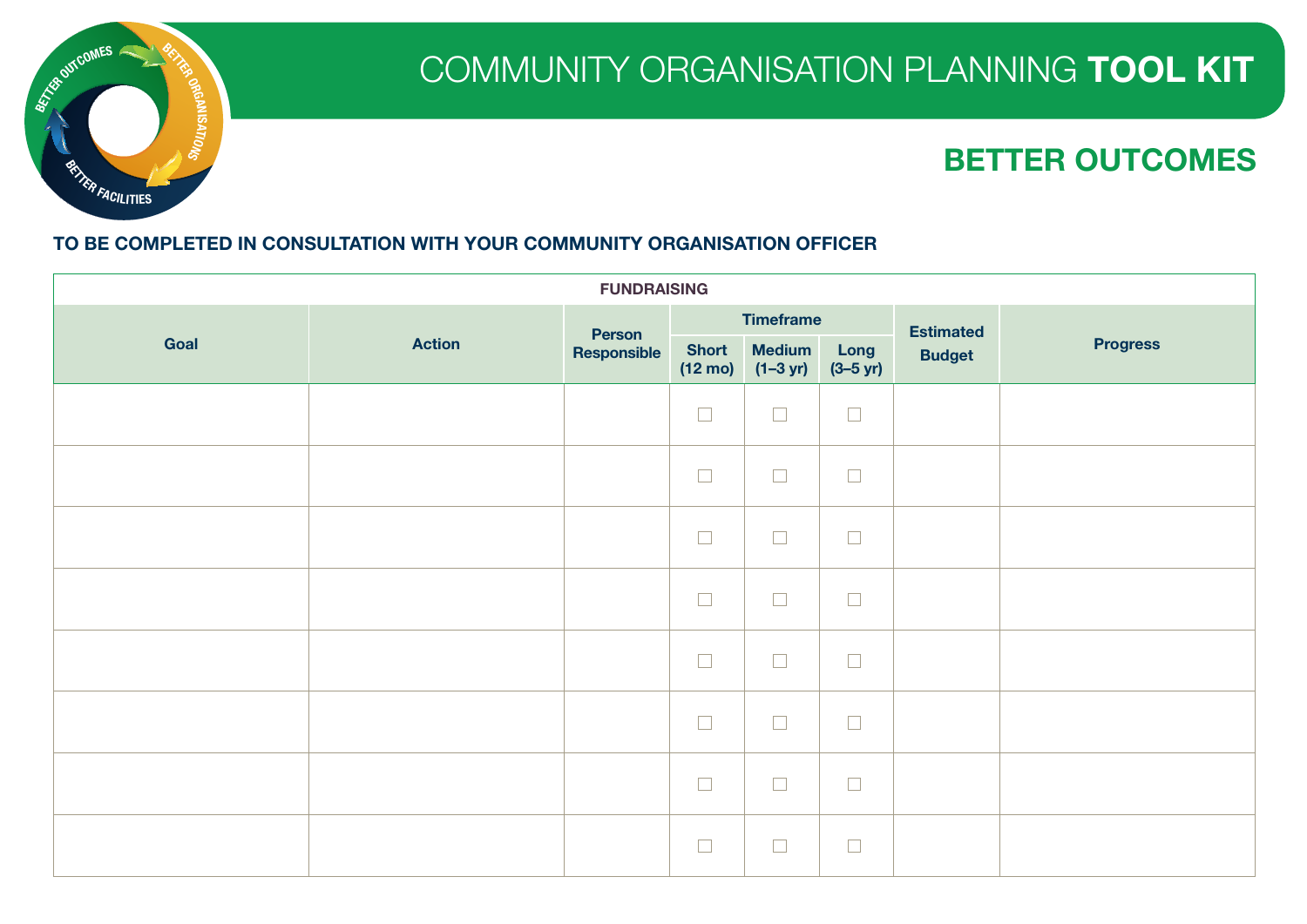# COMMUNITY ORGANISATION PLANNING **TOOL KIT**

## BETTER OUTCOMES

**TO BE COMPLETED IN CONSULTATION WITH YOUR COMMUNITY ORGANISATION OFFICER**

| FUNDRAISING | | | | | | | |
|---|---|---|---|---|---|---|---|
| Goal | Action | Person Responsible | Timeframe | | | Estimated Budget | Progress |
| | | | Short (12 mo) | Medium (1–3 yr) | Long (3–5 yr) | | |
| | | | ☐ | ☐ | ☐ | | |
| | | | ☐ | ☐ | ☐ | | |
| | | | ☐ | ☐ | ☐ | | |
| | | | ☐ | ☐ | ☐ | | |
| | | | ☐ | ☐ | ☐ | | |
| | | | ☐ | ☐ | ☐ | | |
| | | | ☐ | ☐ | ☐ | | |
| | | | ☐ | ☐ | ☐ | | |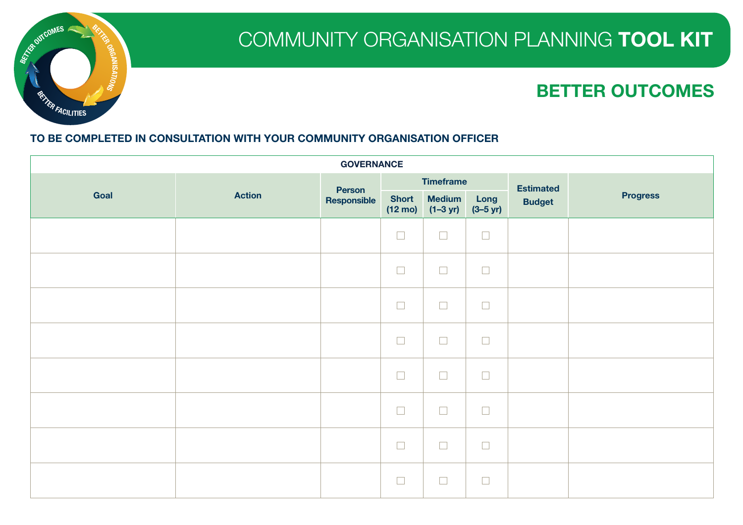# COMMUNITY ORGANISATION PLANNING **TOOL KIT**

## BETTER OUTCOMES

**TO BE COMPLETED IN CONSULTATION WITH YOUR COMMUNITY ORGANISATION OFFICER**

| GOVERNANCE | | | | | | | |
|---|---|---|---|---|---|---|---|
| Goal | Action | Person Responsible | Timeframe | | | Estimated Budget | Progress |
| | | | Short (12 mo) | Medium (1–3 yr) | Long (3–5 yr) | | |
| | | | ☐ | ☐ | ☐ | | |
| | | | ☐ | ☐ | ☐ | | |
| | | | ☐ | ☐ | ☐ | | |
| | | | ☐ | ☐ | ☐ | | |
| | | | ☐ | ☐ | ☐ | | |
| | | | ☐ | ☐ | ☐ | | |
| | | | ☐ | ☐ | ☐ | | |
| | | | ☐ | ☐ | ☐ | | |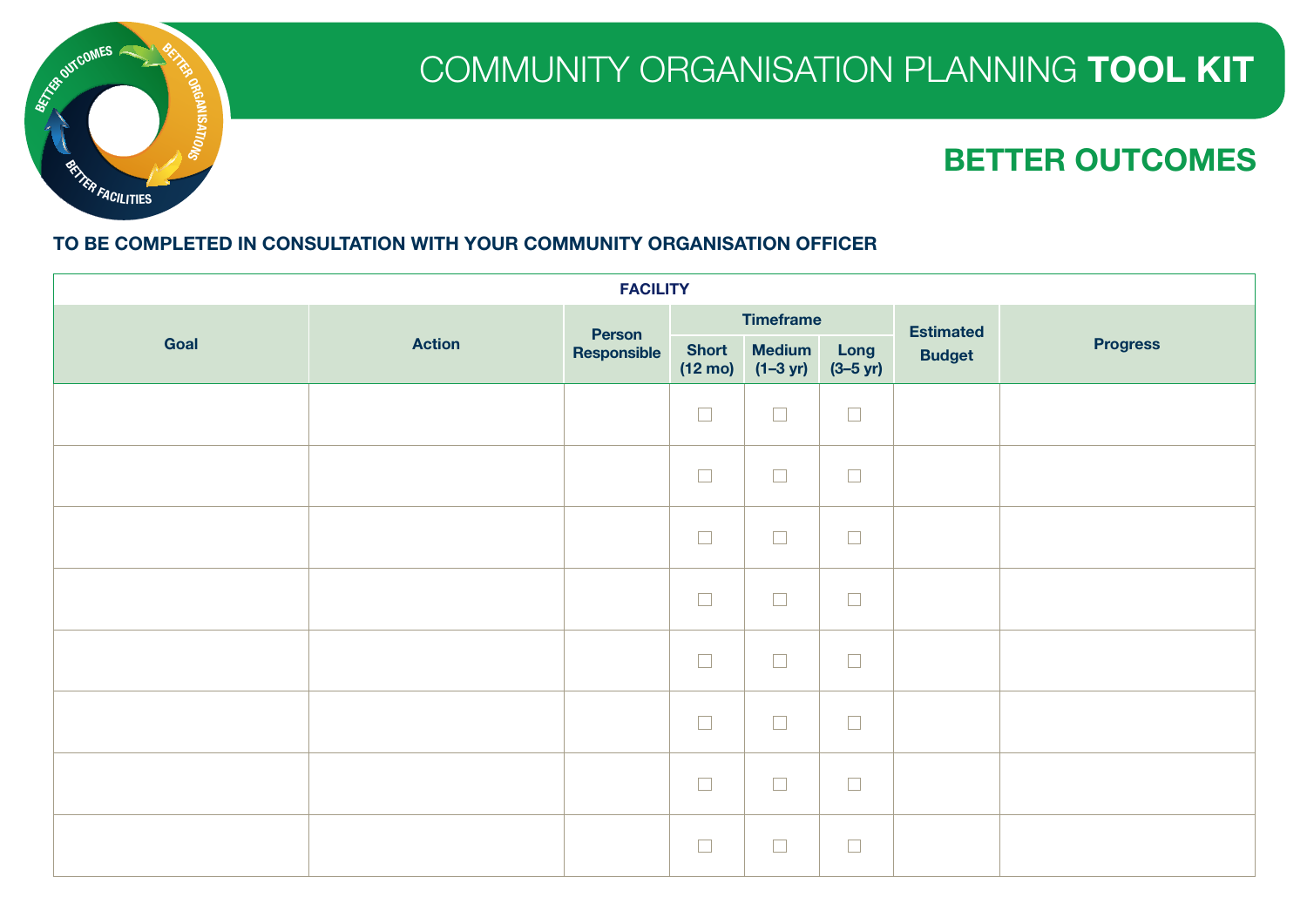# COMMUNITY ORGANISATION PLANNING **TOOL KIT**

## BETTER OUTCOMES

**TO BE COMPLETED IN CONSULTATION WITH YOUR COMMUNITY ORGANISATION OFFICER**

| FACILITY | | | | | | | |
|---|---|---|---|---|---|---|---|
| Goal | Action | Person Responsible | Timeframe | | | Estimated Budget | Progress |
| | | | Short (12 mo) | Medium (1–3 yr) | Long (3–5 yr) | | |
| | | | ☐ | ☐ | ☐ | | |
| | | | ☐ | ☐ | ☐ | | |
| | | | ☐ | ☐ | ☐ | | |
| | | | ☐ | ☐ | ☐ | | |
| | | | ☐ | ☐ | ☐ | | |
| | | | ☐ | ☐ | ☐ | | |
| | | | ☐ | ☐ | ☐ | | |
| | | | ☐ | ☐ | ☐ | | |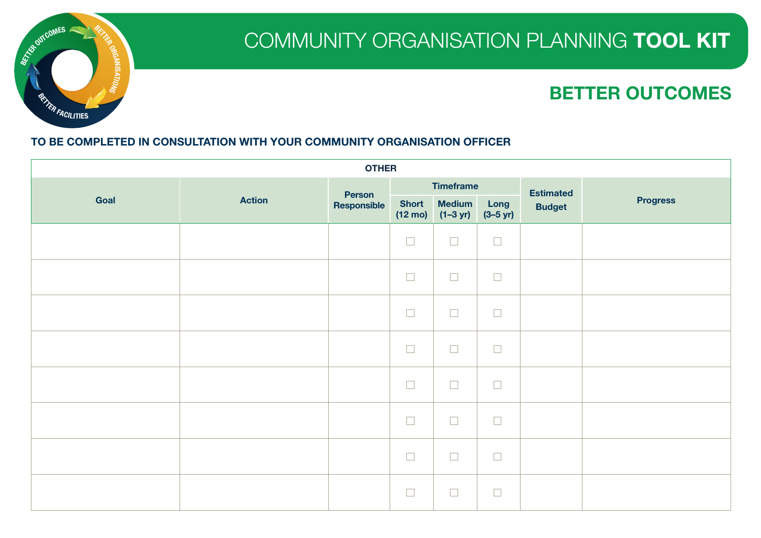# COMMUNITY ORGANISATION PLANNING **TOOL KIT**

## BETTER OUTCOMES

**TO BE COMPLETED IN CONSULTATION WITH YOUR COMMUNITY ORGANISATION OFFICER**

| OTHER | | | | | | | |
|---|---|---|---|---|---|---|---|
| Goal | Action | Person Responsible | Timeframe | | | Estimated Budget | Progress |
| | | | Short (12 mo) | Medium (1–3 yr) | Long (3–5 yr) | | |
| | | | ☐ | ☐ | ☐ | | |
| | | | ☐ | ☐ | ☐ | | |
| | | | ☐ | ☐ | ☐ | | |
| | | | ☐ | ☐ | ☐ | | |
| | | | ☐ | ☐ | ☐ | | |
| | | | ☐ | ☐ | ☐ | | |
| | | | ☐ | ☐ | ☐ | | |
| | | | ☐ | ☐ | ☐ | | |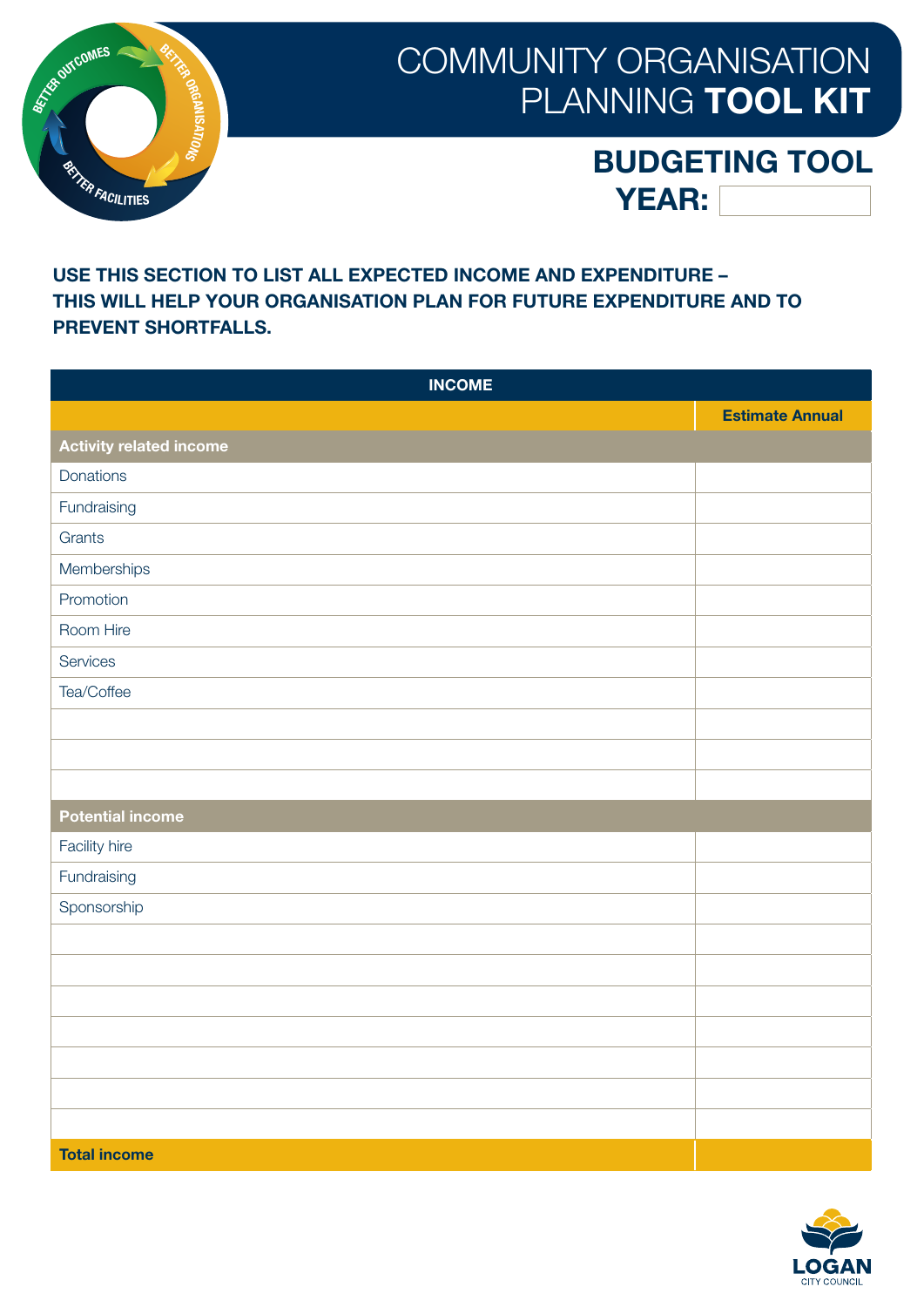# COMMUNITY ORGANISATION PLANNING TOOL KIT

## BUDGETING TOOL

**YEAR:**

**USE THIS SECTION TO LIST ALL EXPECTED INCOME AND EXPENDITURE – THIS WILL HELP YOUR ORGANISATION PLAN FOR FUTURE EXPENDITURE AND TO PREVENT SHORTFALLS.**

| INCOME | |
|---|---|
| | **Estimate Annual** |
| **Activity related income** | |
| Donations | |
| Fundraising | |
| Grants | |
| Memberships | |
| Promotion | |
| Room Hire | |
| Services | |
| Tea/Coffee | |
| | |
| | |
| | |
| **Potential income** | |
| Facility hire | |
| Fundraising | |
| Sponsorship | |
| | |
| | |
| | |
| | |
| | |
| | |
| | |
| **Total income** | |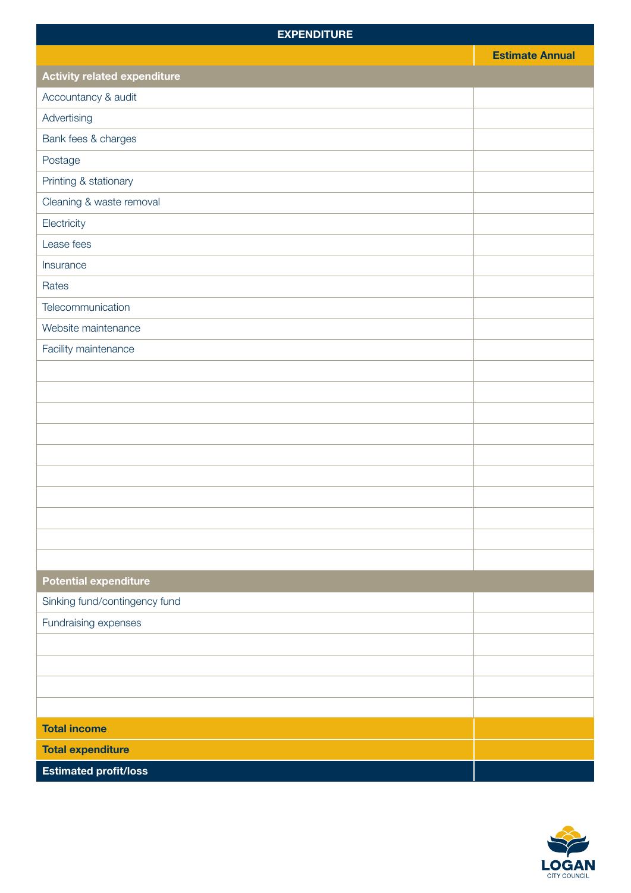| EXPENDITURE | |
|---|---|
| | **Estimate Annual** |
| **Activity related expenditure** | |
| Accountancy & audit | |
| Advertising | |
| Bank fees & charges | |
| Postage | |
| Printing & stationary | |
| Cleaning & waste removal | |
| Electricity | |
| Lease fees | |
| Insurance | |
| Rates | |
| Telecommunication | |
| Website maintenance | |
| Facility maintenance | |
| | |
| | |
| | |
| | |
| | |
| | |
| | |
| | |
| | |
| | |
| **Potential expenditure** | |
| Sinking fund/contingency fund | |
| Fundraising expenses | |
| | |
| | |
| | |
| | |
| **Total income** | |
| **Total expenditure** | |
| **Estimated profit/loss** | |

LOGAN CITY COUNCIL